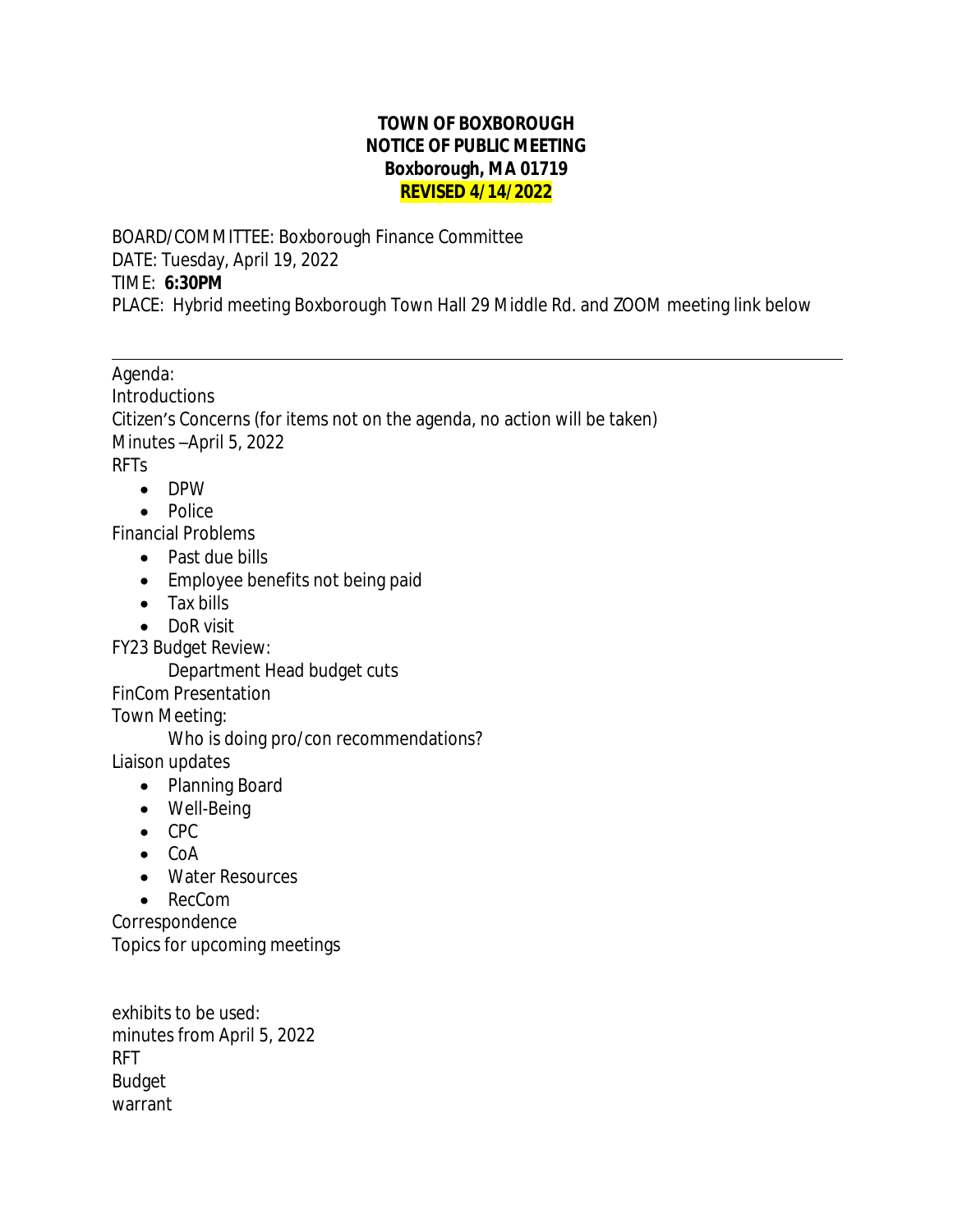**TOWN OF BOXBOROUGH**
**NOTICE OF PUBLIC MEETING**
**Boxborough, MA 01719**
**REVISED 4/14/2022**

BOARD/COMMITTEE: Boxborough Finance Committee
DATE: Tuesday, April 19, 2022
TIME: **6:30PM**
PLACE: Hybrid meeting Boxborough Town Hall 29 Middle Rd. and ZOOM meeting link below

---

Agenda:
Introductions
Citizen's Concerns (for items not on the agenda, no action will be taken)
Minutes –April 5, 2022
RFTs

- DPW
- Police

Financial Problems

- Past due bills
- Employee benefits not being paid
- Tax bills
- DoR visit

FY23 Budget Review:
    Department Head budget cuts
FinCom Presentation
Town Meeting:
    Who is doing pro/con recommendations?
Liaison updates

- Planning Board
- Well-Being
- CPC
- CoA
- Water Resources
- RecCom

Correspondence
Topics for upcoming meetings

exhibits to be used:
minutes from April 5, 2022
RFT
Budget
warrant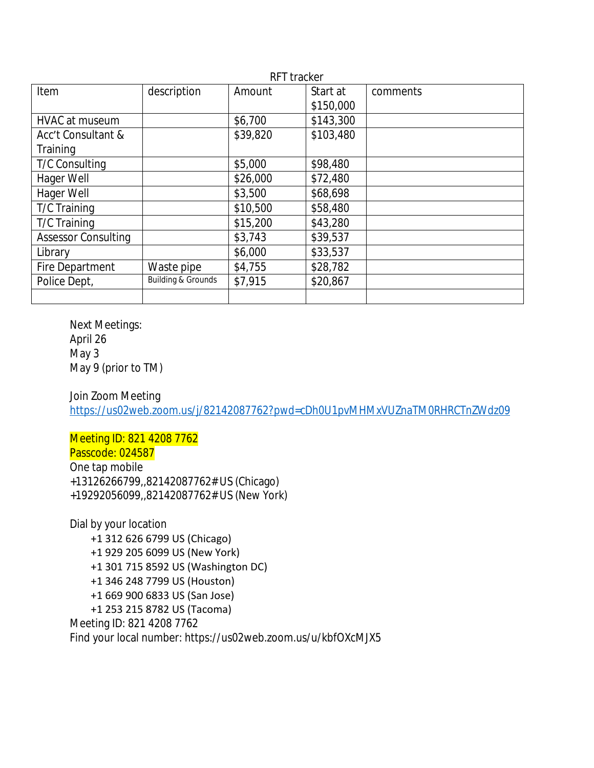RFT tracker

| Item | description | Amount | Start at $150,000 | comments |
|---|---|---|---|---|
| HVAC at museum | | $6,700 | $143,300 | |
| Acc't Consultant & Training | | $39,820 | $103,480 | |
| T/C Consulting | | $5,000 | $98,480 | |
| Hager Well | | $26,000 | $72,480 | |
| Hager Well | | $3,500 | $68,698 | |
| T/C Training | | $10,500 | $58,480 | |
| T/C Training | | $15,200 | $43,280 | |
| Assessor Consulting | | $3,743 | $39,537 | |
| Library | | $6,000 | $33,537 | |
| Fire Department | Waste pipe | $4,755 | $28,782 | |
| Police Dept, | Building & Grounds | $7,915 | $20,867 | |
| | | | | |

Next Meetings:
April 26
May 3
May 9 (prior to TM)

Join Zoom Meeting
https://us02web.zoom.us/j/82142087762?pwd=cDh0U1pvMHMxVUZnaTM0RHRCTnZWdz09

Meeting ID: 821 4208 7762
Passcode: 024587
One tap mobile
+13126266799,,82142087762# US (Chicago)
+19292056099,,82142087762# US (New York)

Dial by your location
- +1 312 626 6799 US (Chicago)
- +1 929 205 6099 US (New York)
- +1 301 715 8592 US (Washington DC)
- +1 346 248 7799 US (Houston)
- +1 669 900 6833 US (San Jose)
- +1 253 215 8782 US (Tacoma)

Meeting ID: 821 4208 7762
Find your local number: https://us02web.zoom.us/u/kbfOXcMJX5